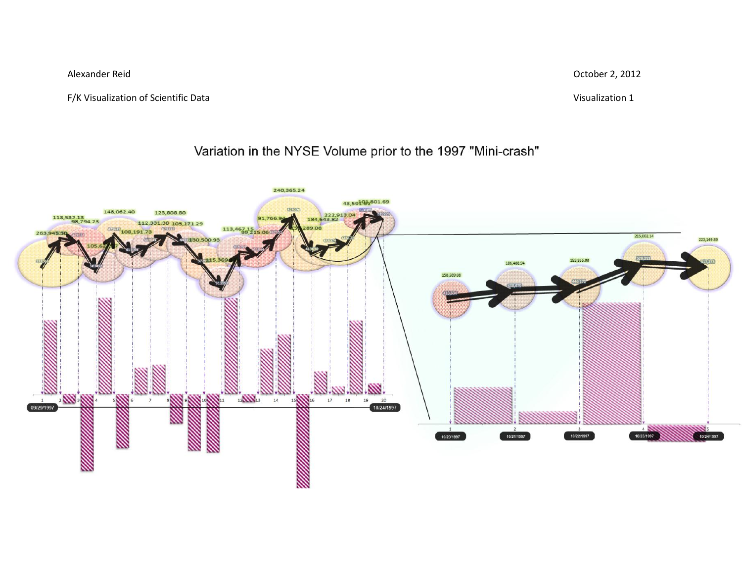Alexander Reid

F/K Visualization of Scientific Data

October 2, 2012

Visualization 1

# Variation in the NYSE Volume prior to the 1997 "Mini-crash"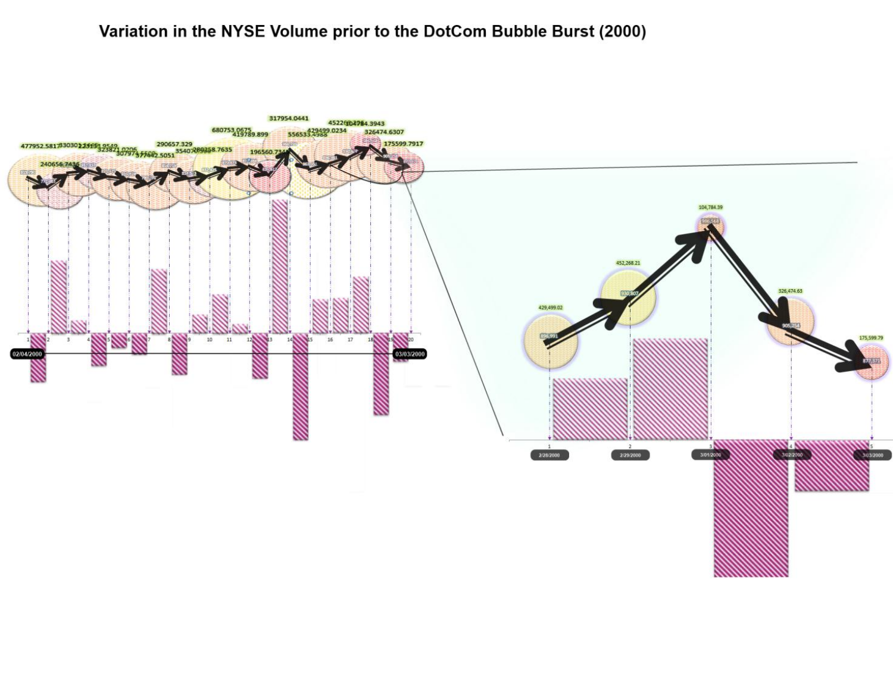# Variation in the NYSE Volume prior to the DotCom Bubble Burst (2000)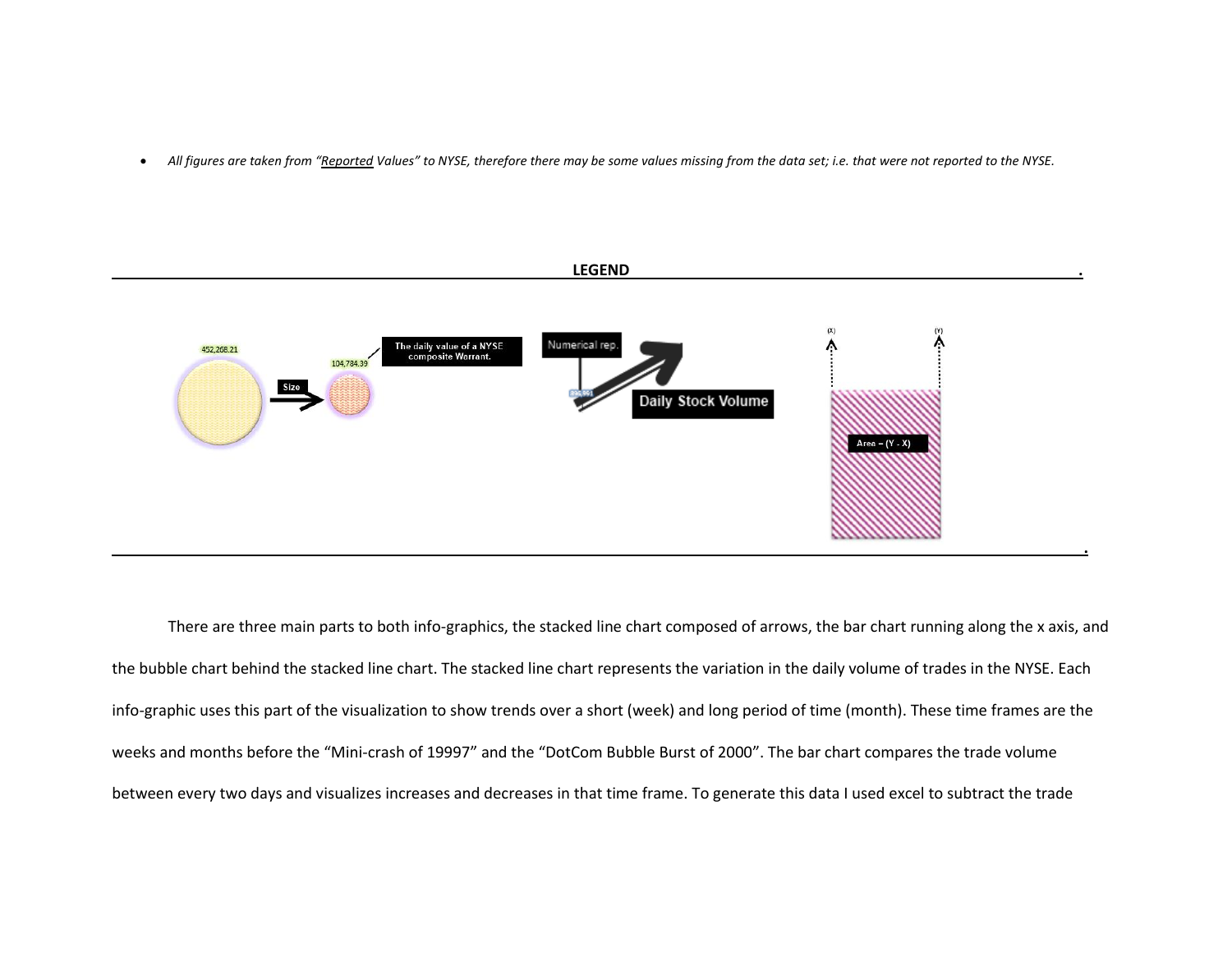- *All figures are taken from "Reported Values" to NYSE, therefore there may be some values missing from the data set; i.e. that were not reported to the NYSE.*

**LEGEND**

452,268.21

Size

104,784.39

The daily value of a NYSE composite Warrant.

Numerical rep.

Daily Stock Volume

(X) (Y)

Area = (Y - X)

There are three main parts to both info-graphics, the stacked line chart composed of arrows, the bar chart running along the x axis, and the bubble chart behind the stacked line chart. The stacked line chart represents the variation in the daily volume of trades in the NYSE. Each info-graphic uses this part of the visualization to show trends over a short (week) and long period of time (month). These time frames are the weeks and months before the "Mini-crash of 19997" and the "DotCom Bubble Burst of 2000". The bar chart compares the trade volume between every two days and visualizes increases and decreases in that time frame. To generate this data I used excel to subtract the trade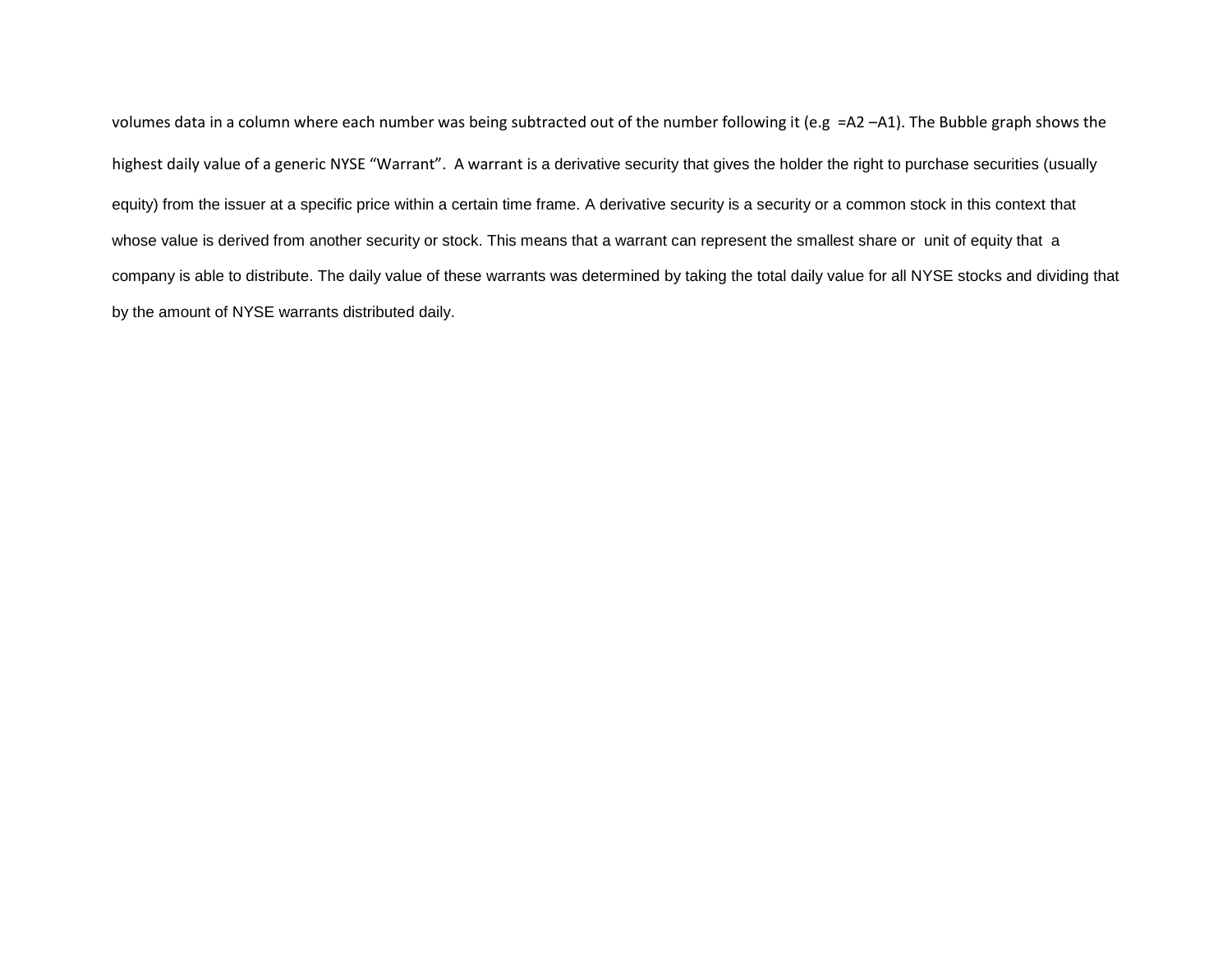volumes data in a column where each number was being subtracted out of the number following it (e.g =A2 –A1). The Bubble graph shows the highest daily value of a generic NYSE "Warrant". A warrant is a derivative security that gives the holder the right to purchase securities (usually equity) from the issuer at a specific price within a certain time frame. A derivative security is a security or a common stock in this context that whose value is derived from another security or stock. This means that a warrant can represent the smallest share or unit of equity that a company is able to distribute. The daily value of these warrants was determined by taking the total daily value for all NYSE stocks and dividing that by the amount of NYSE warrants distributed daily.